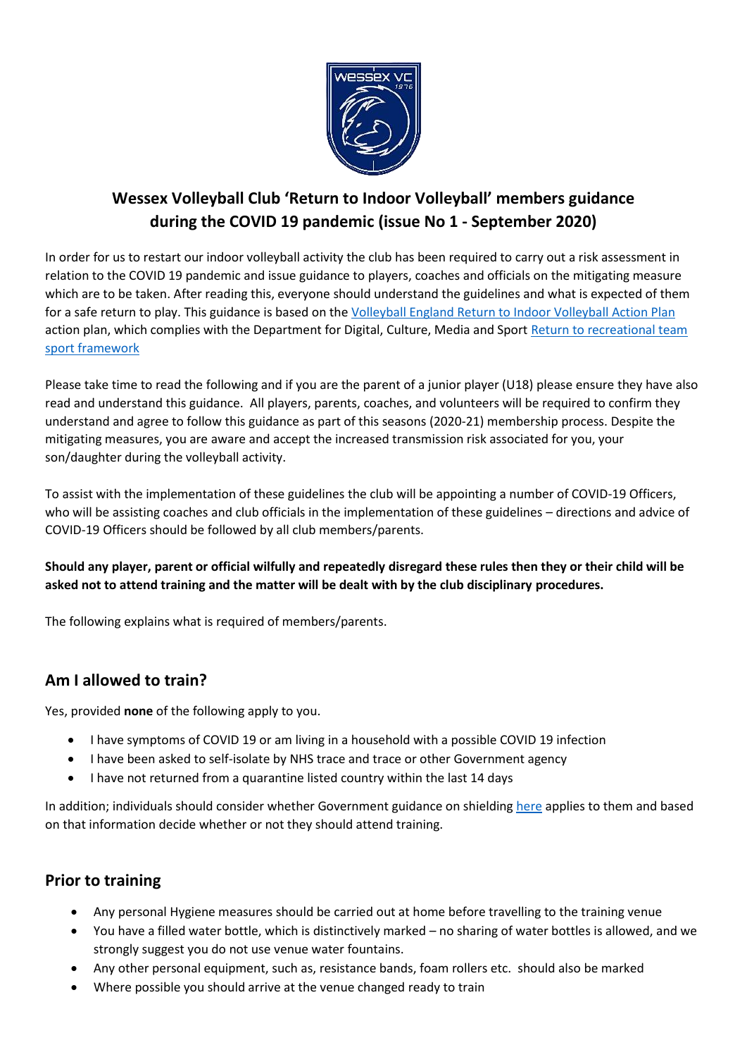# Wessex Volleyball Club 'Return to Indoor Volleyball' members guidance during the COVID 19 pandemic (issue No 1 - September 2020)

In order for us to restart our indoor volleyball activity the club has been required to carry out a risk assessment in relation to the COVID 19 pandemic and issue guidance to players, coaches and officials on the mitigating measure which are to be taken. After reading this, everyone should understand the guidelines and what is expected of them for a safe return to play. This guidance is based on the Volleyball England Return to Indoor Volleyball Action Plan action plan, which complies with the Department for Digital, Culture, Media and Sport Return to recreational team sport framework

Please take time to read the following and if you are the parent of a junior player (U18) please ensure they have also read and understand this guidance. All players, parents, coaches, and volunteers will be required to confirm they understand and agree to follow this guidance as part of this seasons (2020-21) membership process. Despite the mitigating measures, you are aware and accept the increased transmission risk associated for you, your son/daughter during the volleyball activity.

To assist with the implementation of these guidelines the club will be appointing a number of COVID-19 Officers, who will be assisting coaches and club officials in the implementation of these guidelines – directions and advice of COVID-19 Officers should be followed by all club members/parents.

**Should any player, parent or official wilfully and repeatedly disregard these rules then they or their child will be asked not to attend training and the matter will be dealt with by the club disciplinary procedures.**

The following explains what is required of members/parents.

## Am I allowed to train?

Yes, provided **none** of the following apply to you.

- I have symptoms of COVID 19 or am living in a household with a possible COVID 19 infection
- I have been asked to self-isolate by NHS trace and trace or other Government agency
- I have not returned from a quarantine listed country within the last 14 days

In addition; individuals should consider whether Government guidance on shielding here applies to them and based on that information decide whether or not they should attend training.

## Prior to training

- Any personal Hygiene measures should be carried out at home before travelling to the training venue
- You have a filled water bottle, which is distinctively marked – no sharing of water bottles is allowed, and we strongly suggest you do not use venue water fountains.
- Any other personal equipment, such as, resistance bands, foam rollers etc. should also be marked
- Where possible you should arrive at the venue changed ready to train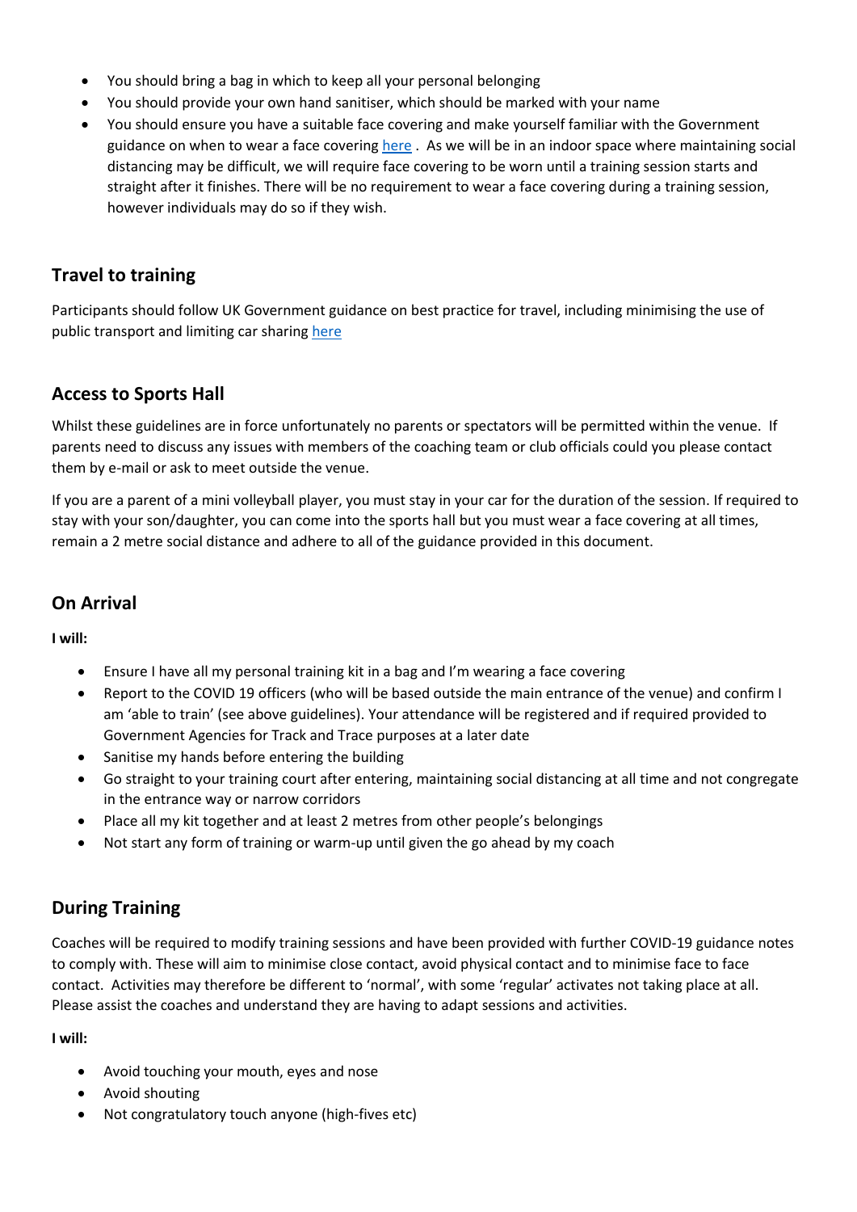- You should bring a bag in which to keep all your personal belonging
- You should provide your own hand sanitiser, which should be marked with your name
- You should ensure you have a suitable face covering and make yourself familiar with the Government guidance on when to wear a face covering [here](#) . As we will be in an indoor space where maintaining social distancing may be difficult, we will require face covering to be worn until a training session starts and straight after it finishes. There will be no requirement to wear a face covering during a training session, however individuals may do so if they wish.

## Travel to training

Participants should follow UK Government guidance on best practice for travel, including minimising the use of public transport and limiting car sharing [here](#)

## Access to Sports Hall

Whilst these guidelines are in force unfortunately no parents or spectators will be permitted within the venue. If parents need to discuss any issues with members of the coaching team or club officials could you please contact them by e-mail or ask to meet outside the venue.

If you are a parent of a mini volleyball player, you must stay in your car for the duration of the session. If required to stay with your son/daughter, you can come into the sports hall but you must wear a face covering at all times, remain a 2 metre social distance and adhere to all of the guidance provided in this document.

## On Arrival

**I will:**

- Ensure I have all my personal training kit in a bag and I'm wearing a face covering
- Report to the COVID 19 officers (who will be based outside the main entrance of the venue) and confirm I am 'able to train' (see above guidelines). Your attendance will be registered and if required provided to Government Agencies for Track and Trace purposes at a later date
- Sanitise my hands before entering the building
- Go straight to your training court after entering, maintaining social distancing at all time and not congregate in the entrance way or narrow corridors
- Place all my kit together and at least 2 metres from other people's belongings
- Not start any form of training or warm-up until given the go ahead by my coach

## During Training

Coaches will be required to modify training sessions and have been provided with further COVID-19 guidance notes to comply with. These will aim to minimise close contact, avoid physical contact and to minimise face to face contact. Activities may therefore be different to 'normal', with some 'regular' activates not taking place at all. Please assist the coaches and understand they are having to adapt sessions and activities.

**I will:**

- Avoid touching your mouth, eyes and nose
- Avoid shouting
- Not congratulatory touch anyone (high-fives etc)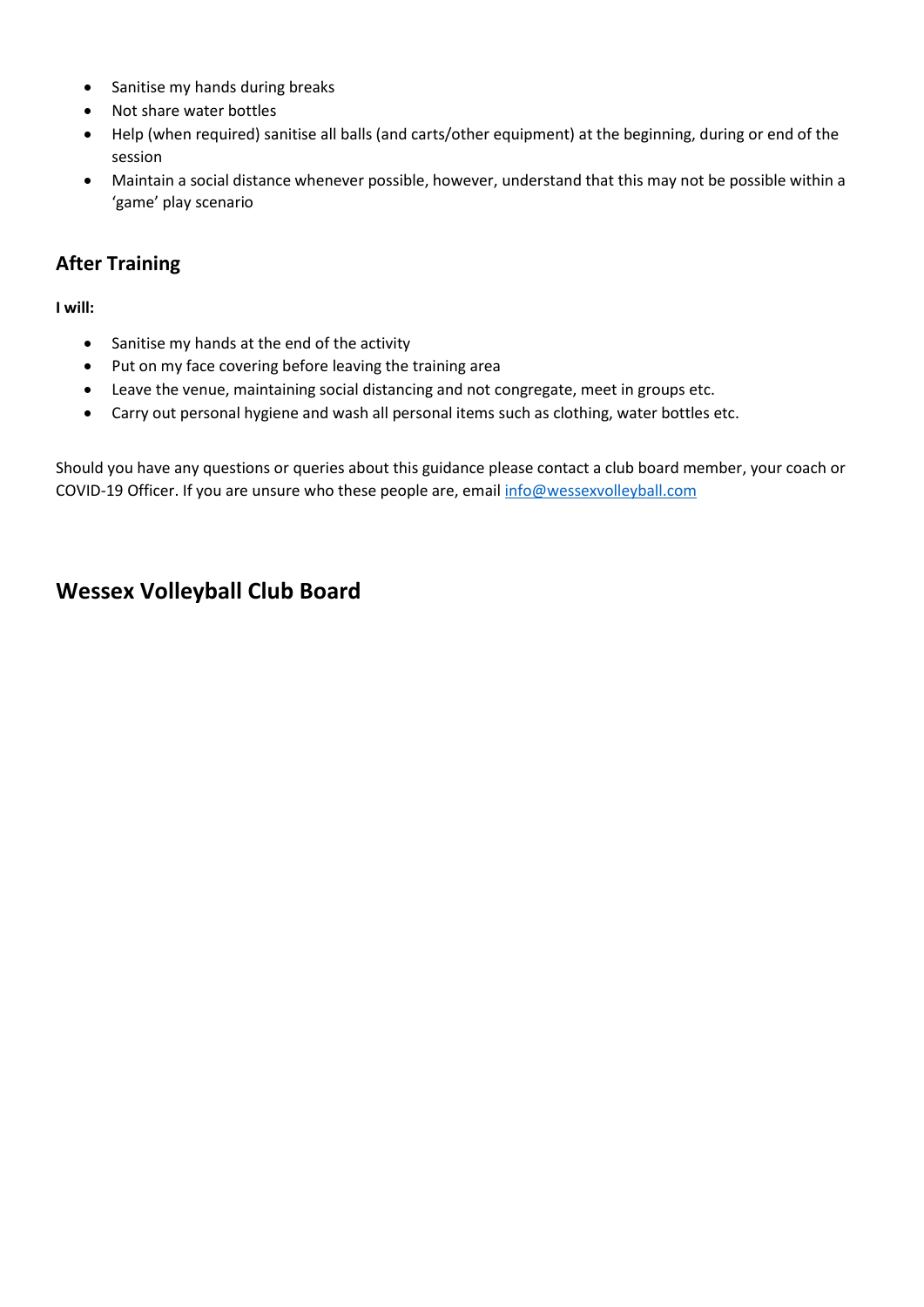- Sanitise my hands during breaks
- Not share water bottles
- Help (when required) sanitise all balls (and carts/other equipment) at the beginning, during or end of the session
- Maintain a social distance whenever possible, however, understand that this may not be possible within a 'game' play scenario

## After Training

**I will:**

- Sanitise my hands at the end of the activity
- Put on my face covering before leaving the training area
- Leave the venue, maintaining social distancing and not congregate, meet in groups etc.
- Carry out personal hygiene and wash all personal items such as clothing, water bottles etc.

Should you have any questions or queries about this guidance please contact a club board member, your coach or COVID-19 Officer. If you are unsure who these people are, email info@wessexvolleyball.com

## Wessex Volleyball Club Board